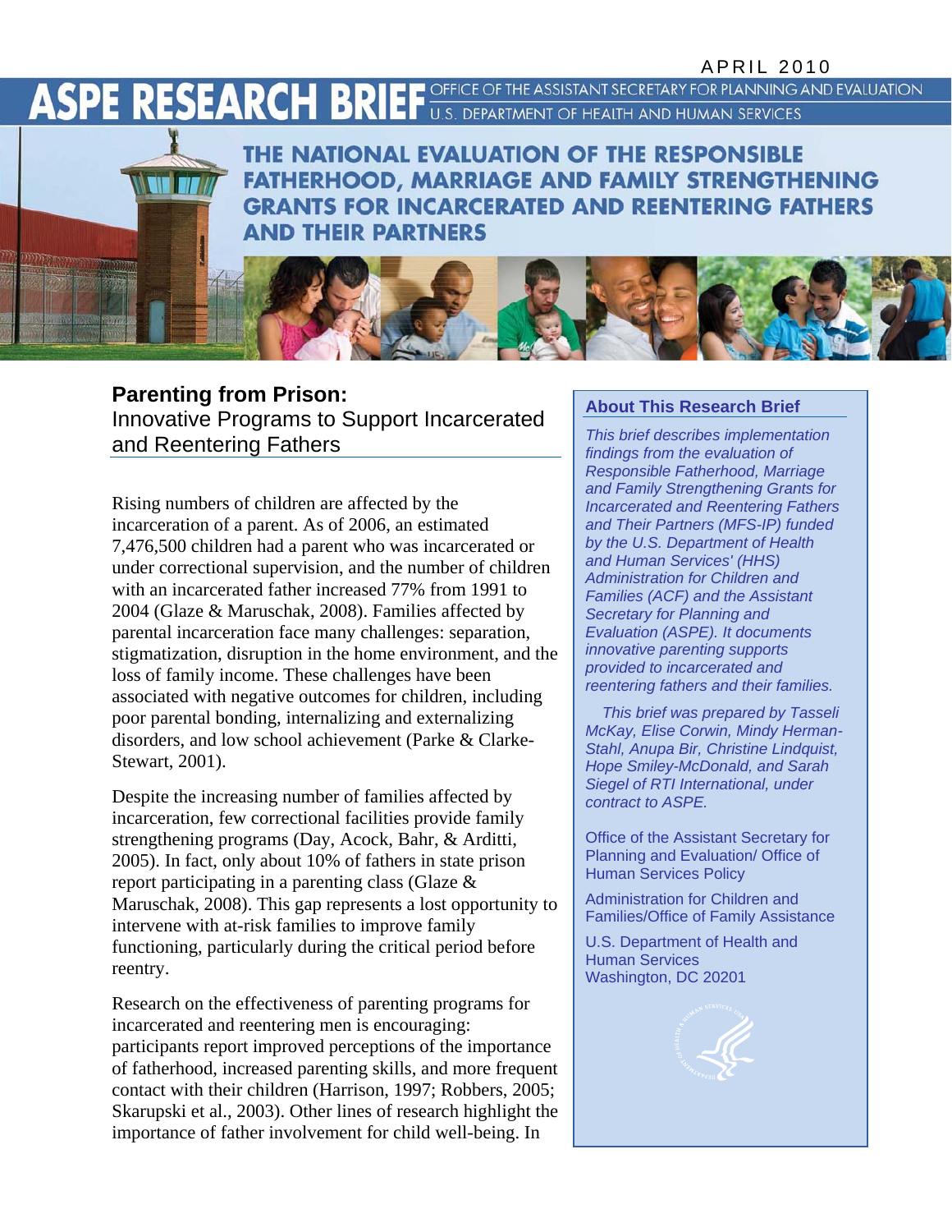APRIL 2010

# ASPE RESEARCH BRIEF

OFFICE OF THE ASSISTANT SECRETARY FOR PLANNING AND EVALUATION
U.S. DEPARTMENT OF HEALTH AND HUMAN SERVICES

## THE NATIONAL EVALUATION OF THE RESPONSIBLE FATHERHOOD, MARRIAGE AND FAMILY STRENGTHENING GRANTS FOR INCARCERATED AND REENTERING FATHERS AND THEIR PARTNERS

## Parenting from Prison: Innovative Programs to Support Incarcerated and Reentering Fathers

Rising numbers of children are affected by the incarceration of a parent. As of 2006, an estimated 7,476,500 children had a parent who was incarcerated or under correctional supervision, and the number of children with an incarcerated father increased 77% from 1991 to 2004 (Glaze & Maruschak, 2008). Families affected by parental incarceration face many challenges: separation, stigmatization, disruption in the home environment, and the loss of family income. These challenges have been associated with negative outcomes for children, including poor parental bonding, internalizing and externalizing disorders, and low school achievement (Parke & Clarke-Stewart, 2001).

Despite the increasing number of families affected by incarceration, few correctional facilities provide family strengthening programs (Day, Acock, Bahr, & Arditti, 2005). In fact, only about 10% of fathers in state prison report participating in a parenting class (Glaze & Maruschak, 2008). This gap represents a lost opportunity to intervene with at-risk families to improve family functioning, particularly during the critical period before reentry.

Research on the effectiveness of parenting programs for incarcerated and reentering men is encouraging: participants report improved perceptions of the importance of fatherhood, increased parenting skills, and more frequent contact with their children (Harrison, 1997; Robbers, 2005; Skarupski et al., 2003). Other lines of research highlight the importance of father involvement for child well-being. In

### About This Research Brief

*This brief describes implementation findings from the evaluation of Responsible Fatherhood, Marriage and Family Strengthening Grants for Incarcerated and Reentering Fathers and Their Partners (MFS-IP) funded by the U.S. Department of Health and Human Services' (HHS) Administration for Children and Families (ACF) and the Assistant Secretary for Planning and Evaluation (ASPE). It documents innovative parenting supports provided to incarcerated and reentering fathers and their families.*

*This brief was prepared by Tasseli McKay, Elise Corwin, Mindy Herman-Stahl, Anupa Bir, Christine Lindquist, Hope Smiley-McDonald, and Sarah Siegel of RTI International, under contract to ASPE.*

Office of the Assistant Secretary for Planning and Evaluation/ Office of Human Services Policy

Administration for Children and Families/Office of Family Assistance

U.S. Department of Health and Human Services
Washington, DC 20201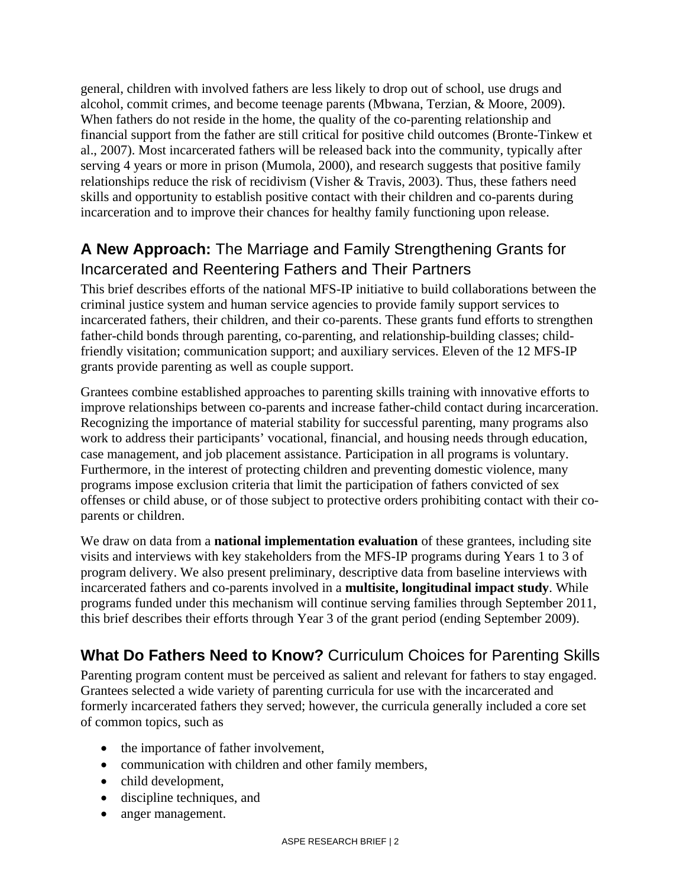general, children with involved fathers are less likely to drop out of school, use drugs and alcohol, commit crimes, and become teenage parents (Mbwana, Terzian, & Moore, 2009). When fathers do not reside in the home, the quality of the co-parenting relationship and financial support from the father are still critical for positive child outcomes (Bronte-Tinkew et al., 2007). Most incarcerated fathers will be released back into the community, typically after serving 4 years or more in prison (Mumola, 2000), and research suggests that positive family relationships reduce the risk of recidivism (Visher & Travis, 2003). Thus, these fathers need skills and opportunity to establish positive contact with their children and co-parents during incarceration and to improve their chances for healthy family functioning upon release.

## **A New Approach:** The Marriage and Family Strengthening Grants for Incarcerated and Reentering Fathers and Their Partners

This brief describes efforts of the national MFS-IP initiative to build collaborations between the criminal justice system and human service agencies to provide family support services to incarcerated fathers, their children, and their co-parents. These grants fund efforts to strengthen father-child bonds through parenting, co-parenting, and relationship-building classes; child-friendly visitation; communication support; and auxiliary services. Eleven of the 12 MFS-IP grants provide parenting as well as couple support.

Grantees combine established approaches to parenting skills training with innovative efforts to improve relationships between co-parents and increase father-child contact during incarceration. Recognizing the importance of material stability for successful parenting, many programs also work to address their participants' vocational, financial, and housing needs through education, case management, and job placement assistance. Participation in all programs is voluntary. Furthermore, in the interest of protecting children and preventing domestic violence, many programs impose exclusion criteria that limit the participation of fathers convicted of sex offenses or child abuse, or of those subject to protective orders prohibiting contact with their co-parents or children.

We draw on data from a **national implementation evaluation** of these grantees, including site visits and interviews with key stakeholders from the MFS-IP programs during Years 1 to 3 of program delivery. We also present preliminary, descriptive data from baseline interviews with incarcerated fathers and co-parents involved in a **multisite, longitudinal impact study**. While programs funded under this mechanism will continue serving families through September 2011, this brief describes their efforts through Year 3 of the grant period (ending September 2009).

## **What Do Fathers Need to Know?** Curriculum Choices for Parenting Skills

Parenting program content must be perceived as salient and relevant for fathers to stay engaged. Grantees selected a wide variety of parenting curricula for use with the incarcerated and formerly incarcerated fathers they served; however, the curricula generally included a core set of common topics, such as

- the importance of father involvement,
- communication with children and other family members,
- child development,
- discipline techniques, and
- anger management.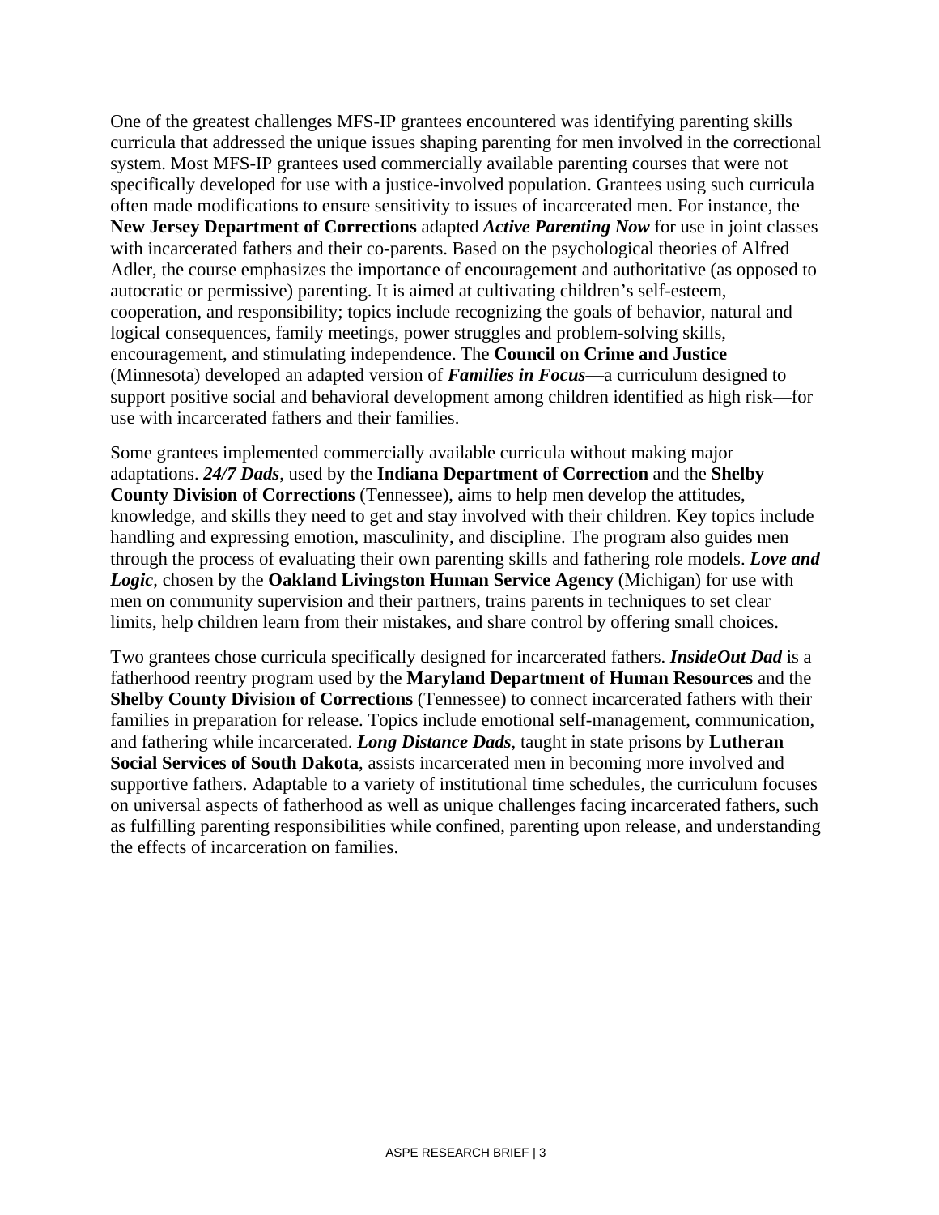One of the greatest challenges MFS-IP grantees encountered was identifying parenting skills curricula that addressed the unique issues shaping parenting for men involved in the correctional system. Most MFS-IP grantees used commercially available parenting courses that were not specifically developed for use with a justice-involved population. Grantees using such curricula often made modifications to ensure sensitivity to issues of incarcerated men. For instance, the **New Jersey Department of Corrections** adapted ***Active Parenting Now*** for use in joint classes with incarcerated fathers and their co-parents. Based on the psychological theories of Alfred Adler, the course emphasizes the importance of encouragement and authoritative (as opposed to autocratic or permissive) parenting. It is aimed at cultivating children's self-esteem, cooperation, and responsibility; topics include recognizing the goals of behavior, natural and logical consequences, family meetings, power struggles and problem-solving skills, encouragement, and stimulating independence. The **Council on Crime and Justice** (Minnesota) developed an adapted version of ***Families in Focus***—a curriculum designed to support positive social and behavioral development among children identified as high risk—for use with incarcerated fathers and their families.

Some grantees implemented commercially available curricula without making major adaptations. ***24/7 Dads***, used by the **Indiana Department of Correction** and the **Shelby County Division of Corrections** (Tennessee), aims to help men develop the attitudes, knowledge, and skills they need to get and stay involved with their children. Key topics include handling and expressing emotion, masculinity, and discipline. The program also guides men through the process of evaluating their own parenting skills and fathering role models. ***Love and Logic***, chosen by the **Oakland Livingston Human Service Agency** (Michigan) for use with men on community supervision and their partners, trains parents in techniques to set clear limits, help children learn from their mistakes, and share control by offering small choices.

Two grantees chose curricula specifically designed for incarcerated fathers. ***InsideOut Dad*** is a fatherhood reentry program used by the **Maryland Department of Human Resources** and the **Shelby County Division of Corrections** (Tennessee) to connect incarcerated fathers with their families in preparation for release. Topics include emotional self-management, communication, and fathering while incarcerated. ***Long Distance Dads***, taught in state prisons by **Lutheran Social Services of South Dakota**, assists incarcerated men in becoming more involved and supportive fathers. Adaptable to a variety of institutional time schedules, the curriculum focuses on universal aspects of fatherhood as well as unique challenges facing incarcerated fathers, such as fulfilling parenting responsibilities while confined, parenting upon release, and understanding the effects of incarceration on families.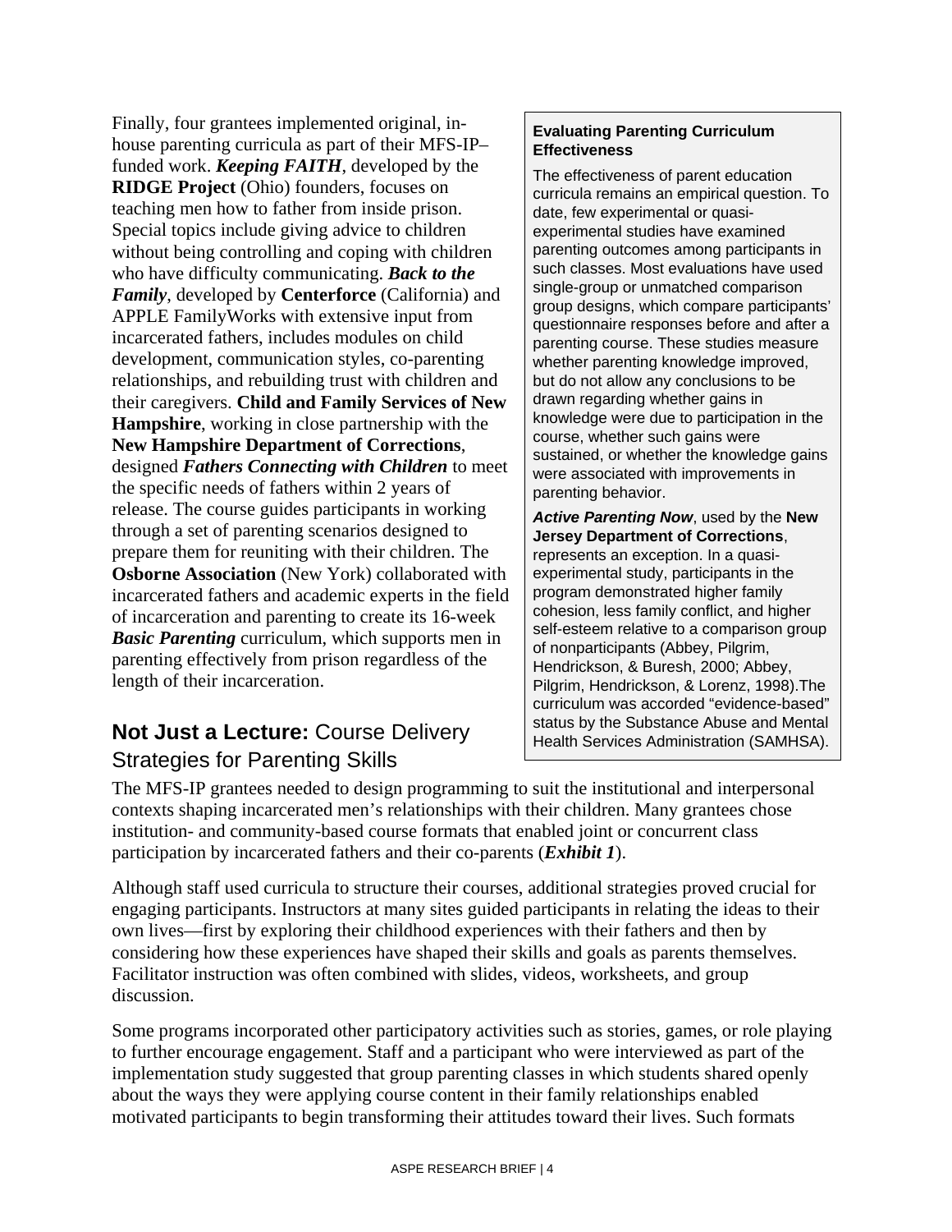Finally, four grantees implemented original, in-house parenting curricula as part of their MFS-IP–funded work. ***Keeping FAITH***, developed by the **RIDGE Project** (Ohio) founders, focuses on teaching men how to father from inside prison. Special topics include giving advice to children without being controlling and coping with children who have difficulty communicating. ***Back to the Family***, developed by **Centerforce** (California) and APPLE FamilyWorks with extensive input from incarcerated fathers, includes modules on child development, communication styles, co-parenting relationships, and rebuilding trust with children and their caregivers. **Child and Family Services of New Hampshire**, working in close partnership with the **New Hampshire Department of Corrections**, designed ***Fathers Connecting with Children*** to meet the specific needs of fathers within 2 years of release. The course guides participants in working through a set of parenting scenarios designed to prepare them for reuniting with their children. The **Osborne Association** (New York) collaborated with incarcerated fathers and academic experts in the field of incarceration and parenting to create its 16-week ***Basic Parenting*** curriculum, which supports men in parenting effectively from prison regardless of the length of their incarceration.

> **Evaluating Parenting Curriculum Effectiveness**
>
> The effectiveness of parent education curricula remains an empirical question. To date, few experimental or quasi-experimental studies have examined parenting outcomes among participants in such classes. Most evaluations have used single-group or unmatched comparison group designs, which compare participants' questionnaire responses before and after a parenting course. These studies measure whether parenting knowledge improved, but do not allow any conclusions to be drawn regarding whether gains in knowledge were due to participation in the course, whether such gains were sustained, or whether the knowledge gains were associated with improvements in parenting behavior.
>
> ***Active Parenting Now***, used by the **New Jersey Department of Corrections**, represents an exception. In a quasi-experimental study, participants in the program demonstrated higher family cohesion, less family conflict, and higher self-esteem relative to a comparison group of nonparticipants (Abbey, Pilgrim, Hendrickson, & Buresh, 2000; Abbey, Pilgrim, Hendrickson, & Lorenz, 1998).The curriculum was accorded "evidence-based" status by the Substance Abuse and Mental Health Services Administration (SAMHSA).

## **Not Just a Lecture:** Course Delivery Strategies for Parenting Skills

The MFS-IP grantees needed to design programming to suit the institutional and interpersonal contexts shaping incarcerated men's relationships with their children. Many grantees chose institution- and community-based course formats that enabled joint or concurrent class participation by incarcerated fathers and their co-parents (***Exhibit 1***).

Although staff used curricula to structure their courses, additional strategies proved crucial for engaging participants. Instructors at many sites guided participants in relating the ideas to their own lives—first by exploring their childhood experiences with their fathers and then by considering how these experiences have shaped their skills and goals as parents themselves. Facilitator instruction was often combined with slides, videos, worksheets, and group discussion.

Some programs incorporated other participatory activities such as stories, games, or role playing to further encourage engagement. Staff and a participant who were interviewed as part of the implementation study suggested that group parenting classes in which students shared openly about the ways they were applying course content in their family relationships enabled motivated participants to begin transforming their attitudes toward their lives. Such formats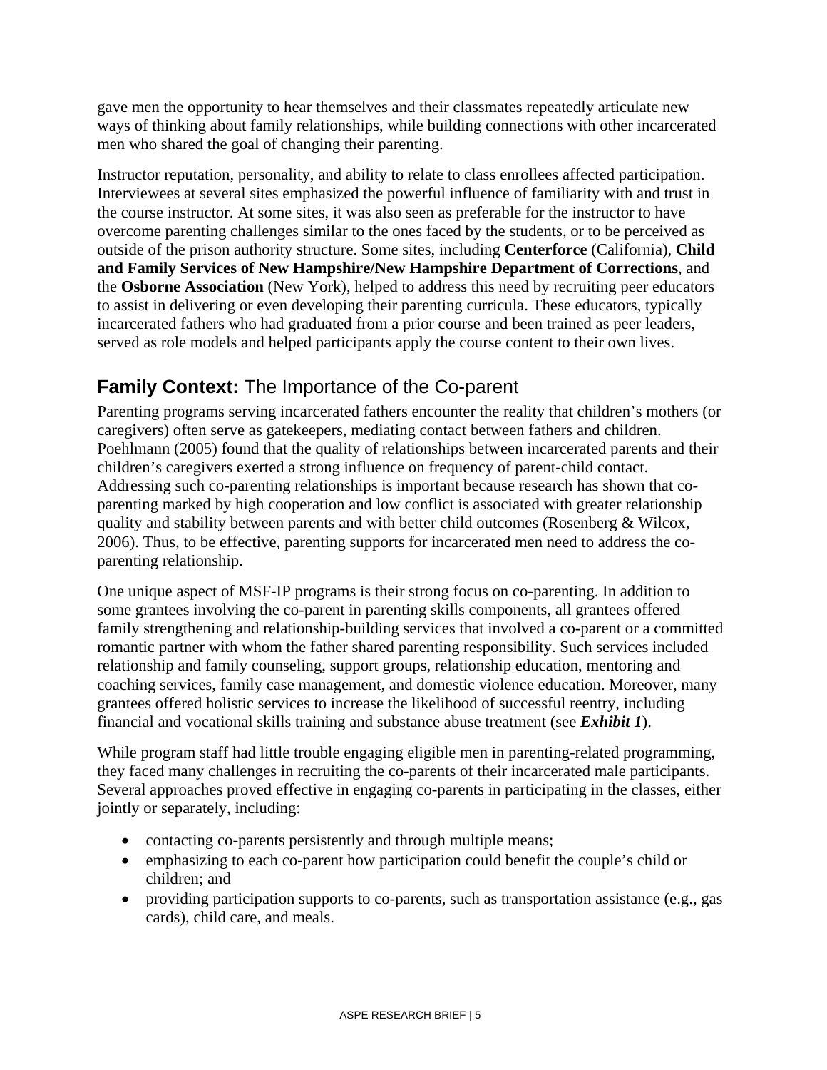gave men the opportunity to hear themselves and their classmates repeatedly articulate new ways of thinking about family relationships, while building connections with other incarcerated men who shared the goal of changing their parenting.

Instructor reputation, personality, and ability to relate to class enrollees affected participation. Interviewees at several sites emphasized the powerful influence of familiarity with and trust in the course instructor. At some sites, it was also seen as preferable for the instructor to have overcome parenting challenges similar to the ones faced by the students, or to be perceived as outside of the prison authority structure. Some sites, including **Centerforce** (California), **Child and Family Services of New Hampshire/New Hampshire Department of Corrections**, and the **Osborne Association** (New York), helped to address this need by recruiting peer educators to assist in delivering or even developing their parenting curricula. These educators, typically incarcerated fathers who had graduated from a prior course and been trained as peer leaders, served as role models and helped participants apply the course content to their own lives.

## **Family Context:** The Importance of the Co-parent

Parenting programs serving incarcerated fathers encounter the reality that children's mothers (or caregivers) often serve as gatekeepers, mediating contact between fathers and children. Poehlmann (2005) found that the quality of relationships between incarcerated parents and their children's caregivers exerted a strong influence on frequency of parent-child contact. Addressing such co-parenting relationships is important because research has shown that co-parenting marked by high cooperation and low conflict is associated with greater relationship quality and stability between parents and with better child outcomes (Rosenberg & Wilcox, 2006). Thus, to be effective, parenting supports for incarcerated men need to address the co-parenting relationship.

One unique aspect of MSF-IP programs is their strong focus on co-parenting. In addition to some grantees involving the co-parent in parenting skills components, all grantees offered family strengthening and relationship-building services that involved a co-parent or a committed romantic partner with whom the father shared parenting responsibility. Such services included relationship and family counseling, support groups, relationship education, mentoring and coaching services, family case management, and domestic violence education. Moreover, many grantees offered holistic services to increase the likelihood of successful reentry, including financial and vocational skills training and substance abuse treatment (see ***Exhibit 1***).

While program staff had little trouble engaging eligible men in parenting-related programming, they faced many challenges in recruiting the co-parents of their incarcerated male participants. Several approaches proved effective in engaging co-parents in participating in the classes, either jointly or separately, including:

- contacting co-parents persistently and through multiple means;
- emphasizing to each co-parent how participation could benefit the couple's child or children; and
- providing participation supports to co-parents, such as transportation assistance (e.g., gas cards), child care, and meals.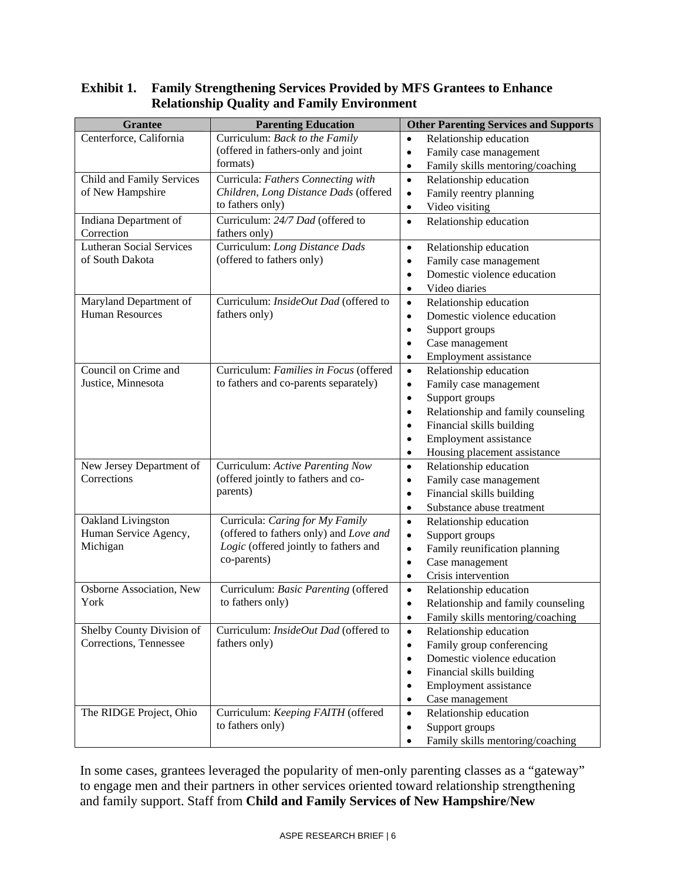**Exhibit 1. Family Strengthening Services Provided by MFS Grantees to Enhance Relationship Quality and Family Environment**

| Grantee | Parenting Education | Other Parenting Services and Supports |
|---|---|---|
| Centerforce, California | Curriculum: *Back to the Family* (offered in fathers-only and joint formats) | • Relationship education<br>• Family case management<br>• Family skills mentoring/coaching |
| Child and Family Services of New Hampshire | Curricula: *Fathers Connecting with Children, Long Distance Dads* (offered to fathers only) | • Relationship education<br>• Family reentry planning<br>• Video visiting |
| Indiana Department of Correction | Curriculum: *24/7 Dad* (offered to fathers only) | • Relationship education |
| Lutheran Social Services of South Dakota | Curriculum: *Long Distance Dads* (offered to fathers only) | • Relationship education<br>• Family case management<br>• Domestic violence education<br>• Video diaries |
| Maryland Department of Human Resources | Curriculum: *InsideOut Dad* (offered to fathers only) | • Relationship education<br>• Domestic violence education<br>• Support groups<br>• Case management<br>• Employment assistance |
| Council on Crime and Justice, Minnesota | Curriculum: *Families in Focus* (offered to fathers and co-parents separately) | • Relationship education<br>• Family case management<br>• Support groups<br>• Relationship and family counseling<br>• Financial skills building<br>• Employment assistance<br>• Housing placement assistance |
| New Jersey Department of Corrections | Curriculum: *Active Parenting Now* (offered jointly to fathers and co-parents) | • Relationship education<br>• Family case management<br>• Financial skills building<br>• Substance abuse treatment |
| Oakland Livingston Human Service Agency, Michigan | Curricula: *Caring for My Family* (offered to fathers only) and *Love and Logic* (offered jointly to fathers and co-parents) | • Relationship education<br>• Support groups<br>• Family reunification planning<br>• Case management<br>• Crisis intervention |
| Osborne Association, New York | Curriculum: *Basic Parenting* (offered to fathers only) | • Relationship education<br>• Relationship and family counseling<br>• Family skills mentoring/coaching |
| Shelby County Division of Corrections, Tennessee | Curriculum: *InsideOut Dad* (offered to fathers only) | • Relationship education<br>• Family group conferencing<br>• Domestic violence education<br>• Financial skills building<br>• Employment assistance<br>• Case management |
| The RIDGE Project, Ohio | Curriculum: *Keeping FAITH* (offered to fathers only) | • Relationship education<br>• Support groups<br>• Family skills mentoring/coaching |

In some cases, grantees leveraged the popularity of men-only parenting classes as a "gateway" to engage men and their partners in other services oriented toward relationship strengthening and family support. Staff from **Child and Family Services of New Hampshire**/**New**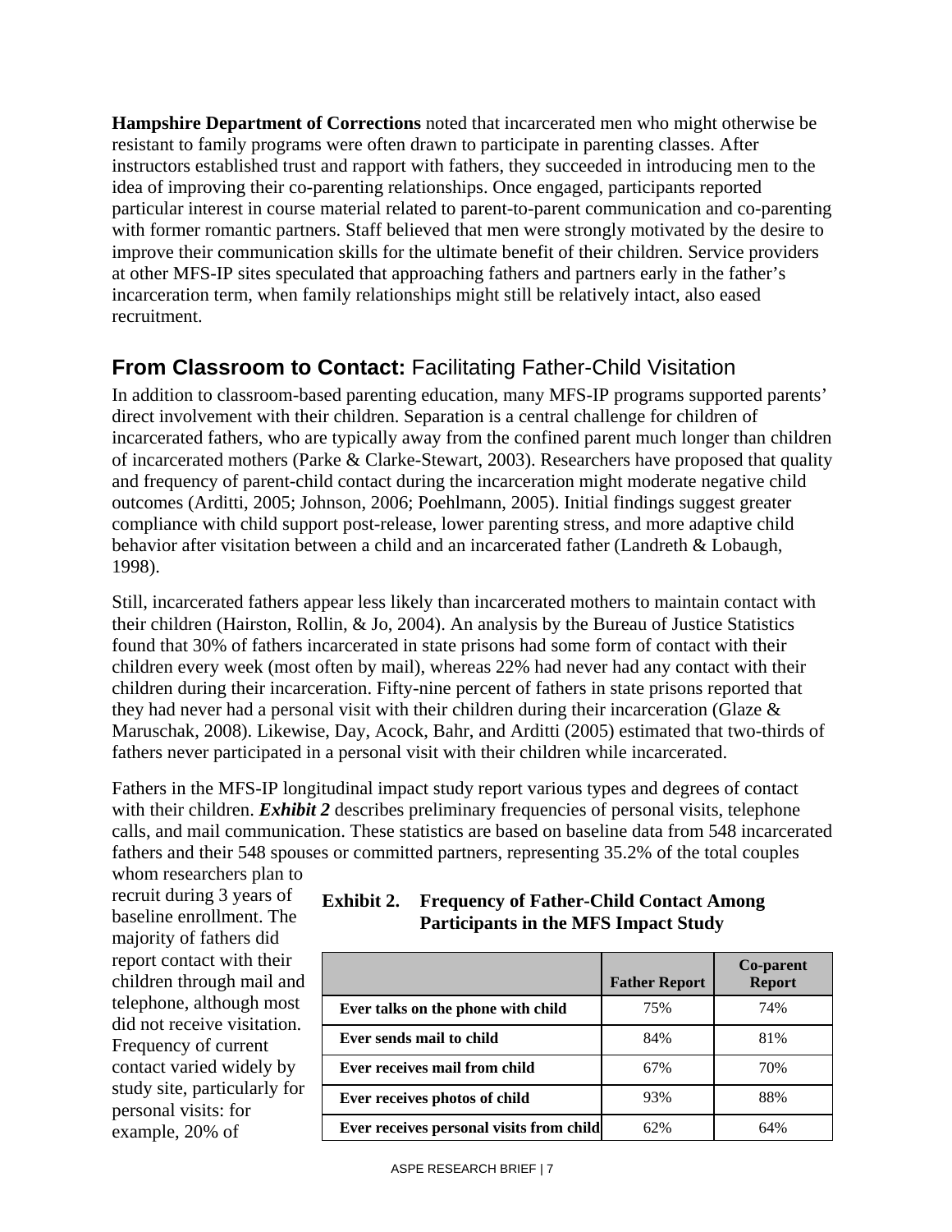**Hampshire Department of Corrections** noted that incarcerated men who might otherwise be resistant to family programs were often drawn to participate in parenting classes. After instructors established trust and rapport with fathers, they succeeded in introducing men to the idea of improving their co-parenting relationships. Once engaged, participants reported particular interest in course material related to parent-to-parent communication and co-parenting with former romantic partners. Staff believed that men were strongly motivated by the desire to improve their communication skills for the ultimate benefit of their children. Service providers at other MFS-IP sites speculated that approaching fathers and partners early in the father's incarceration term, when family relationships might still be relatively intact, also eased recruitment.

## **From Classroom to Contact:** Facilitating Father-Child Visitation

In addition to classroom-based parenting education, many MFS-IP programs supported parents' direct involvement with their children. Separation is a central challenge for children of incarcerated fathers, who are typically away from the confined parent much longer than children of incarcerated mothers (Parke & Clarke-Stewart, 2003). Researchers have proposed that quality and frequency of parent-child contact during the incarceration might moderate negative child outcomes (Arditti, 2005; Johnson, 2006; Poehlmann, 2005). Initial findings suggest greater compliance with child support post-release, lower parenting stress, and more adaptive child behavior after visitation between a child and an incarcerated father (Landreth & Lobaugh, 1998).

Still, incarcerated fathers appear less likely than incarcerated mothers to maintain contact with their children (Hairston, Rollin, & Jo, 2004). An analysis by the Bureau of Justice Statistics found that 30% of fathers incarcerated in state prisons had some form of contact with their children every week (most often by mail), whereas 22% had never had any contact with their children during their incarceration. Fifty-nine percent of fathers in state prisons reported that they had never had a personal visit with their children during their incarceration (Glaze & Maruschak, 2008). Likewise, Day, Acock, Bahr, and Arditti (2005) estimated that two-thirds of fathers never participated in a personal visit with their children while incarcerated.

Fathers in the MFS-IP longitudinal impact study report various types and degrees of contact with their children. ***Exhibit 2*** describes preliminary frequencies of personal visits, telephone calls, and mail communication. These statistics are based on baseline data from 548 incarcerated fathers and their 548 spouses or committed partners, representing 35.2% of the total couples whom researchers plan to recruit during 3 years of baseline enrollment. The majority of fathers did report contact with their children through mail and telephone, although most did not receive visitation. Frequency of current contact varied widely by study site, particularly for personal visits: for example, 20% of

**Exhibit 2. Frequency of Father-Child Contact Among Participants in the MFS Impact Study**

| | Father Report | Co-parent Report |
|---|---|---|
| **Ever talks on the phone with child** | 75% | 74% |
| **Ever sends mail to child** | 84% | 81% |
| **Ever receives mail from child** | 67% | 70% |
| **Ever receives photos of child** | 93% | 88% |
| **Ever receives personal visits from child** | 62% | 64% |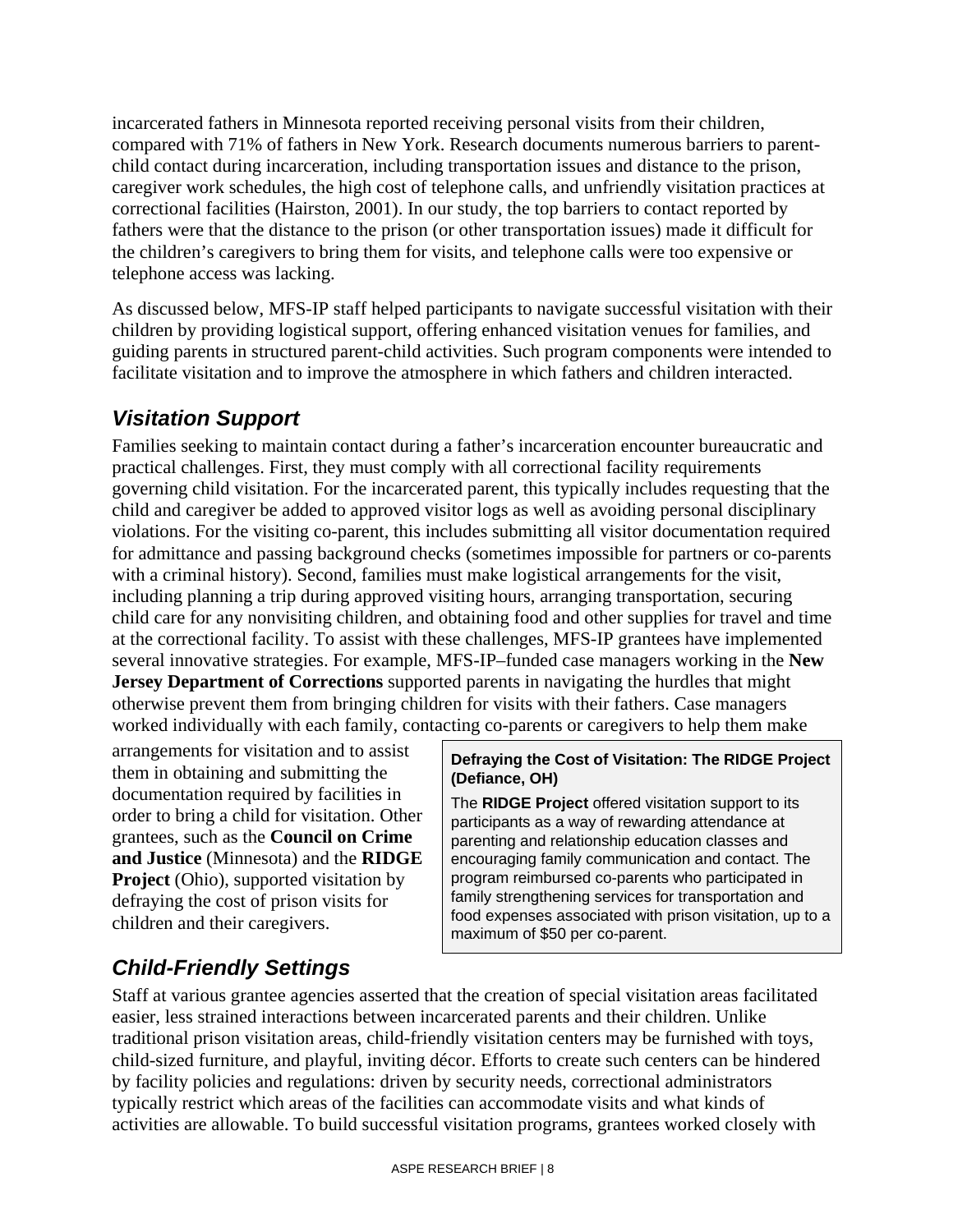incarcerated fathers in Minnesota reported receiving personal visits from their children, compared with 71% of fathers in New York. Research documents numerous barriers to parent-child contact during incarceration, including transportation issues and distance to the prison, caregiver work schedules, the high cost of telephone calls, and unfriendly visitation practices at correctional facilities (Hairston, 2001). In our study, the top barriers to contact reported by fathers were that the distance to the prison (or other transportation issues) made it difficult for the children's caregivers to bring them for visits, and telephone calls were too expensive or telephone access was lacking.

As discussed below, MFS-IP staff helped participants to navigate successful visitation with their children by providing logistical support, offering enhanced visitation venues for families, and guiding parents in structured parent-child activities. Such program components were intended to facilitate visitation and to improve the atmosphere in which fathers and children interacted.

## *Visitation Support*

Families seeking to maintain contact during a father's incarceration encounter bureaucratic and practical challenges. First, they must comply with all correctional facility requirements governing child visitation. For the incarcerated parent, this typically includes requesting that the child and caregiver be added to approved visitor logs as well as avoiding personal disciplinary violations. For the visiting co-parent, this includes submitting all visitor documentation required for admittance and passing background checks (sometimes impossible for partners or co-parents with a criminal history). Second, families must make logistical arrangements for the visit, including planning a trip during approved visiting hours, arranging transportation, securing child care for any nonvisiting children, and obtaining food and other supplies for travel and time at the correctional facility. To assist with these challenges, MFS-IP grantees have implemented several innovative strategies. For example, MFS-IP–funded case managers working in the **New Jersey Department of Corrections** supported parents in navigating the hurdles that might otherwise prevent them from bringing children for visits with their fathers. Case managers worked individually with each family, contacting co-parents or caregivers to help them make arrangements for visitation and to assist them in obtaining and submitting the documentation required by facilities in order to bring a child for visitation. Other grantees, such as the **Council on Crime and Justice** (Minnesota) and the **RIDGE Project** (Ohio), supported visitation by defraying the cost of prison visits for children and their caregivers.

> **Defraying the Cost of Visitation: The RIDGE Project (Defiance, OH)**
>
> The **RIDGE Project** offered visitation support to its participants as a way of rewarding attendance at parenting and relationship education classes and encouraging family communication and contact. The program reimbursed co-parents who participated in family strengthening services for transportation and food expenses associated with prison visitation, up to a maximum of $50 per co-parent.

## *Child-Friendly Settings*

Staff at various grantee agencies asserted that the creation of special visitation areas facilitated easier, less strained interactions between incarcerated parents and their children. Unlike traditional prison visitation areas, child-friendly visitation centers may be furnished with toys, child-sized furniture, and playful, inviting décor. Efforts to create such centers can be hindered by facility policies and regulations: driven by security needs, correctional administrators typically restrict which areas of the facilities can accommodate visits and what kinds of activities are allowable. To build successful visitation programs, grantees worked closely with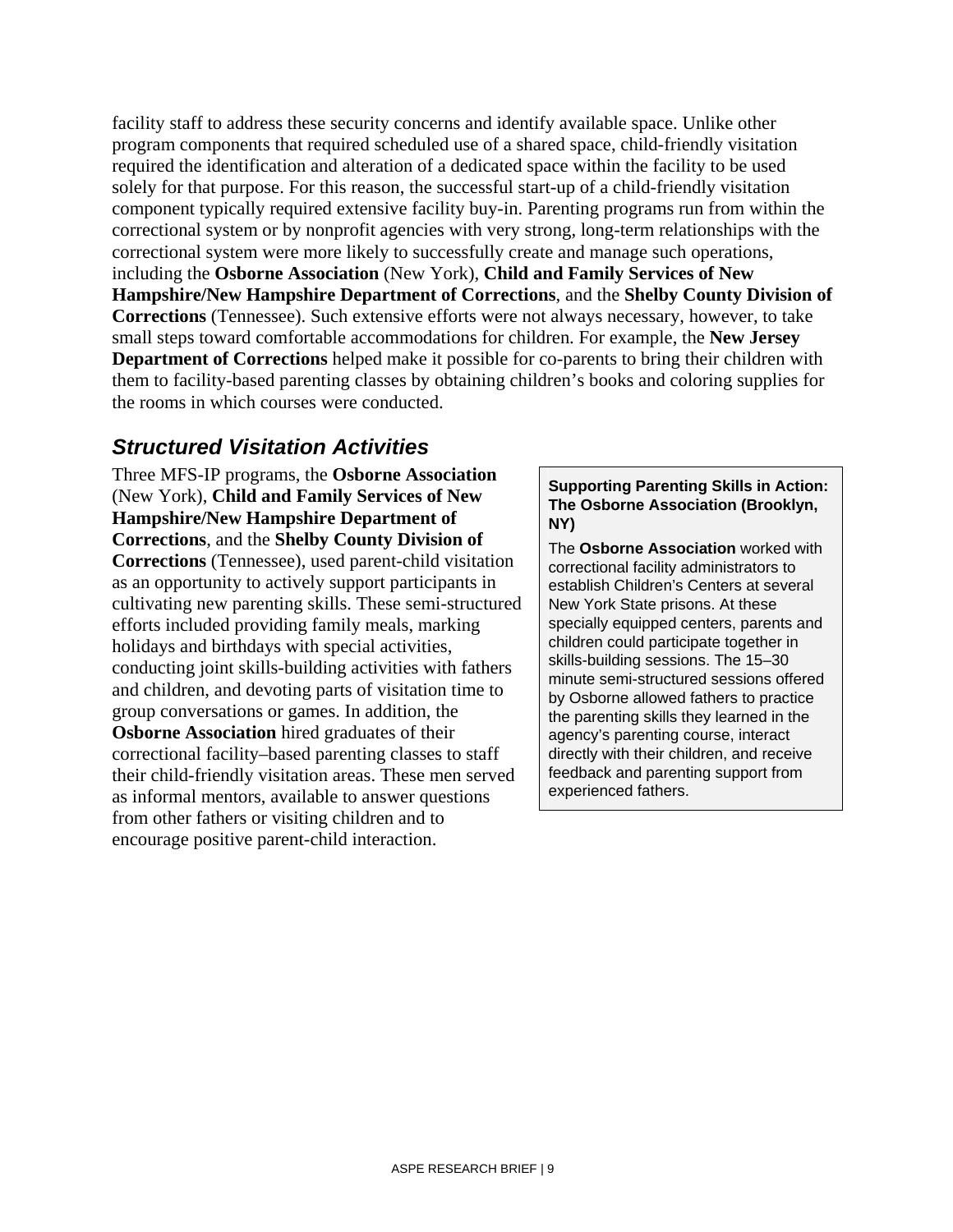facility staff to address these security concerns and identify available space. Unlike other program components that required scheduled use of a shared space, child-friendly visitation required the identification and alteration of a dedicated space within the facility to be used solely for that purpose. For this reason, the successful start-up of a child-friendly visitation component typically required extensive facility buy-in. Parenting programs run from within the correctional system or by nonprofit agencies with very strong, long-term relationships with the correctional system were more likely to successfully create and manage such operations, including the **Osborne Association** (New York), **Child and Family Services of New Hampshire/New Hampshire Department of Corrections**, and the **Shelby County Division of Corrections** (Tennessee). Such extensive efforts were not always necessary, however, to take small steps toward comfortable accommodations for children. For example, the **New Jersey Department of Corrections** helped make it possible for co-parents to bring their children with them to facility-based parenting classes by obtaining children's books and coloring supplies for the rooms in which courses were conducted.

## *Structured Visitation Activities*

Three MFS-IP programs, the **Osborne Association** (New York), **Child and Family Services of New Hampshire/New Hampshire Department of Corrections**, and the **Shelby County Division of Corrections** (Tennessee), used parent-child visitation as an opportunity to actively support participants in cultivating new parenting skills. These semi-structured efforts included providing family meals, marking holidays and birthdays with special activities, conducting joint skills-building activities with fathers and children, and devoting parts of visitation time to group conversations or games. In addition, the **Osborne Association** hired graduates of their correctional facility–based parenting classes to staff their child-friendly visitation areas. These men served as informal mentors, available to answer questions from other fathers or visiting children and to encourage positive parent-child interaction.

> **Supporting Parenting Skills in Action: The Osborne Association (Brooklyn, NY)**
>
> The **Osborne Association** worked with correctional facility administrators to establish Children's Centers at several New York State prisons. At these specially equipped centers, parents and children could participate together in skills-building sessions. The 15–30 minute semi-structured sessions offered by Osborne allowed fathers to practice the parenting skills they learned in the agency's parenting course, interact directly with their children, and receive feedback and parenting support from experienced fathers.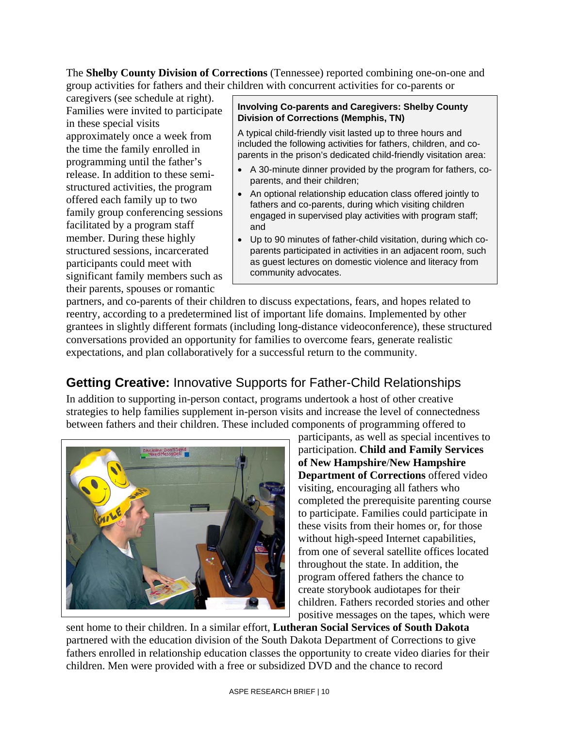The **Shelby County Division of Corrections** (Tennessee) reported combining one-on-one and group activities for fathers and their children with concurrent activities for co-parents or caregivers (see schedule at right). Families were invited to participate in these special visits approximately once a week from the time the family enrolled in programming until the father's release. In addition to these semi-structured activities, the program offered each family up to two family group conferencing sessions facilitated by a program staff member. During these highly structured sessions, incarcerated participants could meet with significant family members such as their parents, spouses or romantic partners, and co-parents of their children to discuss expectations, fears, and hopes related to reentry, according to a predetermined list of important life domains. Implemented by other grantees in slightly different formats (including long-distance videoconference), these structured conversations provided an opportunity for families to overcome fears, generate realistic expectations, and plan collaboratively for a successful return to the community.

> **Involving Co-parents and Caregivers: Shelby County Division of Corrections (Memphis, TN)**
>
> A typical child-friendly visit lasted up to three hours and included the following activities for fathers, children, and co-parents in the prison's dedicated child-friendly visitation area:
>
> - A 30-minute dinner provided by the program for fathers, co-parents, and their children;
> - An optional relationship education class offered jointly to fathers and co-parents, during which visiting children engaged in supervised play activities with program staff; and
> - Up to 90 minutes of father-child visitation, during which co-parents participated in activities in an adjacent room, such as guest lectures on domestic violence and literacy from community advocates.

## **Getting Creative:** Innovative Supports for Father-Child Relationships

In addition to supporting in-person contact, programs undertook a host of other creative strategies to help families supplement in-person visits and increase the level of connectedness between fathers and their children. These included components of programming offered to participants, as well as special incentives to participation. **Child and Family Services of New Hampshire**/**New Hampshire Department of Corrections** offered video visiting, encouraging all fathers who completed the prerequisite parenting course to participate. Families could participate in these visits from their homes or, for those without high-speed Internet capabilities, from one of several satellite offices located throughout the state. In addition, the program offered fathers the chance to create storybook audiotapes for their children. Fathers recorded stories and other positive messages on the tapes, which were sent home to their children. In a similar effort, **Lutheran Social Services of South Dakota** partnered with the education division of the South Dakota Department of Corrections to give fathers enrolled in relationship education classes the opportunity to create video diaries for their children. Men were provided with a free or subsidized DVD and the chance to record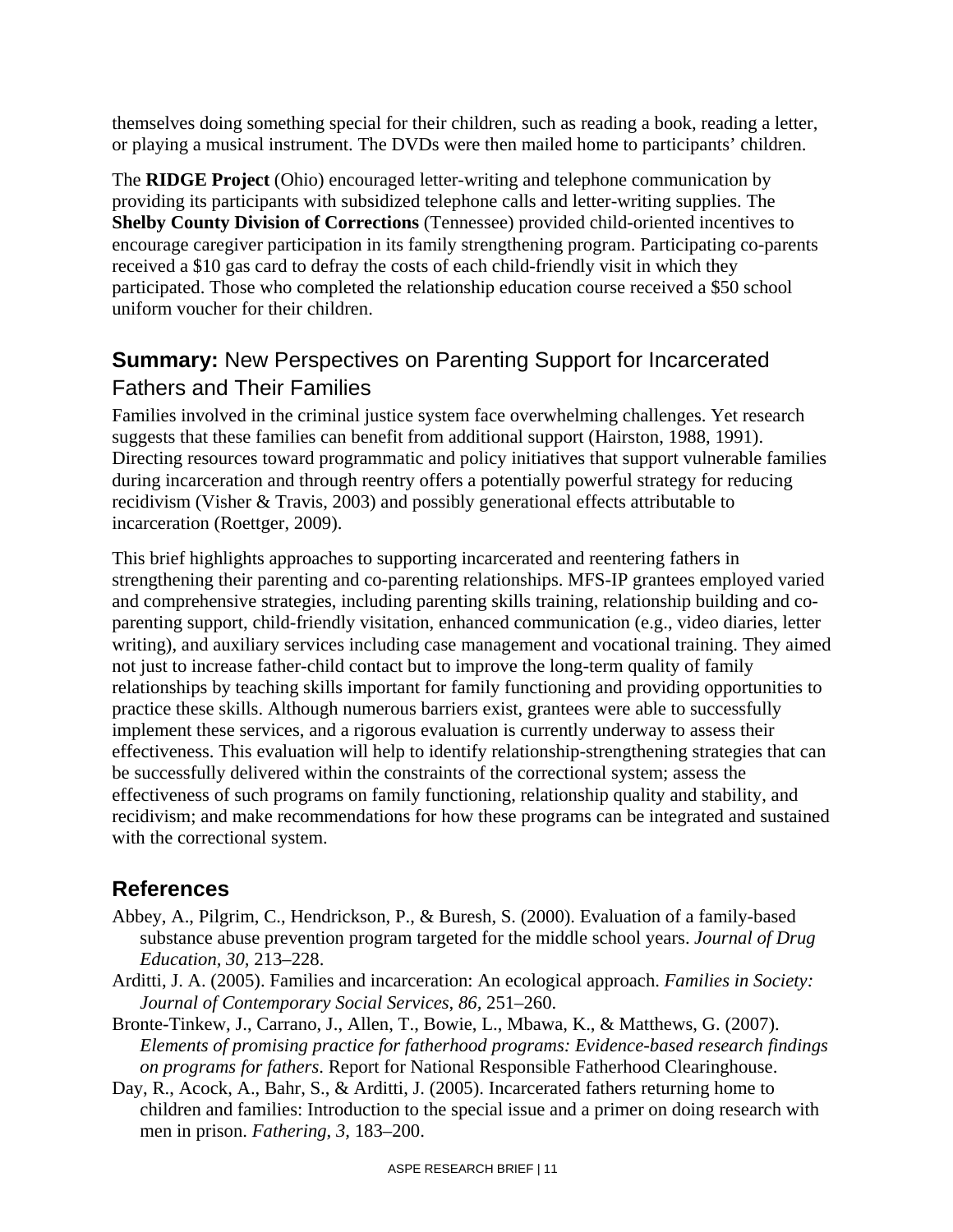themselves doing something special for their children, such as reading a book, reading a letter, or playing a musical instrument. The DVDs were then mailed home to participants' children.

The **RIDGE Project** (Ohio) encouraged letter-writing and telephone communication by providing its participants with subsidized telephone calls and letter-writing supplies. The **Shelby County Division of Corrections** (Tennessee) provided child-oriented incentives to encourage caregiver participation in its family strengthening program. Participating co-parents received a $10 gas card to defray the costs of each child-friendly visit in which they participated. Those who completed the relationship education course received a $50 school uniform voucher for their children.

## **Summary:** New Perspectives on Parenting Support for Incarcerated Fathers and Their Families

Families involved in the criminal justice system face overwhelming challenges. Yet research suggests that these families can benefit from additional support (Hairston, 1988, 1991). Directing resources toward programmatic and policy initiatives that support vulnerable families during incarceration and through reentry offers a potentially powerful strategy for reducing recidivism (Visher & Travis, 2003) and possibly generational effects attributable to incarceration (Roettger, 2009).

This brief highlights approaches to supporting incarcerated and reentering fathers in strengthening their parenting and co-parenting relationships. MFS-IP grantees employed varied and comprehensive strategies, including parenting skills training, relationship building and co-parenting support, child-friendly visitation, enhanced communication (e.g., video diaries, letter writing), and auxiliary services including case management and vocational training. They aimed not just to increase father-child contact but to improve the long-term quality of family relationships by teaching skills important for family functioning and providing opportunities to practice these skills. Although numerous barriers exist, grantees were able to successfully implement these services, and a rigorous evaluation is currently underway to assess their effectiveness. This evaluation will help to identify relationship-strengthening strategies that can be successfully delivered within the constraints of the correctional system; assess the effectiveness of such programs on family functioning, relationship quality and stability, and recidivism; and make recommendations for how these programs can be integrated and sustained with the correctional system.

## References

Abbey, A., Pilgrim, C., Hendrickson, P., & Buresh, S. (2000). Evaluation of a family-based substance abuse prevention program targeted for the middle school years. *Journal of Drug Education, 30,* 213–228.

Arditti, J. A. (2005). Families and incarceration: An ecological approach. *Families in Society: Journal of Contemporary Social Services, 86,* 251–260.

Bronte-Tinkew, J., Carrano, J., Allen, T., Bowie, L., Mbawa, K., & Matthews, G. (2007). *Elements of promising practice for fatherhood programs: Evidence-based research findings on programs for fathers*. Report for National Responsible Fatherhood Clearinghouse.

Day, R., Acock, A., Bahr, S., & Arditti, J. (2005). Incarcerated fathers returning home to children and families: Introduction to the special issue and a primer on doing research with men in prison. *Fathering, 3,* 183–200.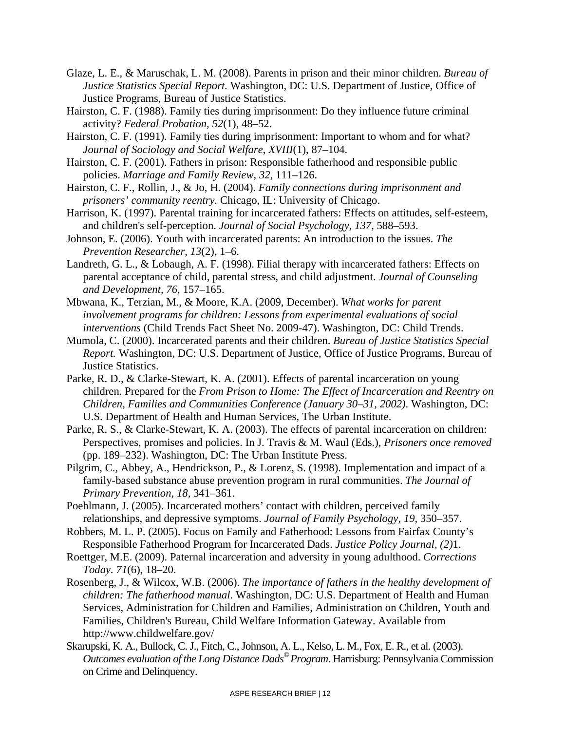Glaze, L. E., & Maruschak, L. M. (2008). Parents in prison and their minor children. *Bureau of Justice Statistics Special Report.* Washington, DC: U.S. Department of Justice, Office of Justice Programs, Bureau of Justice Statistics.

Hairston, C. F. (1988). Family ties during imprisonment: Do they influence future criminal activity? *Federal Probation, 52*(1), 48–52.

Hairston, C. F. (1991). Family ties during imprisonment: Important to whom and for what? *Journal of Sociology and Social Welfare, XVIII*(1), 87–104.

Hairston, C. F. (2001). Fathers in prison: Responsible fatherhood and responsible public policies. *Marriage and Family Review, 32,* 111–126.

Hairston, C. F., Rollin, J., & Jo, H. (2004). *Family connections during imprisonment and prisoners' community reentry.* Chicago, IL: University of Chicago.

Harrison, K. (1997). Parental training for incarcerated fathers: Effects on attitudes, self-esteem, and children's self-perception. *Journal of Social Psychology, 137,* 588–593.

Johnson, E. (2006). Youth with incarcerated parents: An introduction to the issues. *The Prevention Researcher, 13*(2), 1–6.

Landreth, G. L., & Lobaugh, A. F. (1998). Filial therapy with incarcerated fathers: Effects on parental acceptance of child, parental stress, and child adjustment. *Journal of Counseling and Development, 76,* 157–165.

Mbwana, K., Terzian, M., & Moore, K.A. (2009, December). *What works for parent involvement programs for children: Lessons from experimental evaluations of social interventions* (Child Trends Fact Sheet No. 2009-47). Washington, DC: Child Trends.

Mumola, C. (2000). Incarcerated parents and their children. *Bureau of Justice Statistics Special Report.* Washington, DC: U.S. Department of Justice, Office of Justice Programs, Bureau of Justice Statistics.

Parke, R. D., & Clarke-Stewart, K. A. (2001). Effects of parental incarceration on young children. Prepared for the *From Prison to Home: The Effect of Incarceration and Reentry on Children, Families and Communities Conference (January 30–31, 2002)*. Washington, DC: U.S. Department of Health and Human Services, The Urban Institute.

Parke, R. S., & Clarke-Stewart, K. A. (2003). The effects of parental incarceration on children: Perspectives, promises and policies. In J. Travis & M. Waul (Eds.), *Prisoners once removed* (pp. 189–232). Washington, DC: The Urban Institute Press.

Pilgrim, C., Abbey, A., Hendrickson, P., & Lorenz, S. (1998). Implementation and impact of a family-based substance abuse prevention program in rural communities. *The Journal of Primary Prevention, 18,* 341–361.

Poehlmann, J. (2005). Incarcerated mothers' contact with children, perceived family relationships, and depressive symptoms. *Journal of Family Psychology, 19,* 350–357.

Robbers, M. L. P. (2005). Focus on Family and Fatherhood: Lessons from Fairfax County's Responsible Fatherhood Program for Incarcerated Dads. *Justice Policy Journal, (2)*1.

Roettger, M.E. (2009). Paternal incarceration and adversity in young adulthood. *Corrections Today. 71*(6), 18–20.

Rosenberg, J., & Wilcox, W.B. (2006). *The importance of fathers in the healthy development of children: The fatherhood manual*. Washington, DC: U.S. Department of Health and Human Services, Administration for Children and Families, Administration on Children, Youth and Families, Children's Bureau, Child Welfare Information Gateway. Available from http://www.childwelfare.gov/

Skarupski, K. A., Bullock, C. J., Fitch, C., Johnson, A. L., Kelso, L. M., Fox, E. R., et al. (2003). *Outcomes evaluation of the Long Distance Dads© Program*. Harrisburg: Pennsylvania Commission on Crime and Delinquency.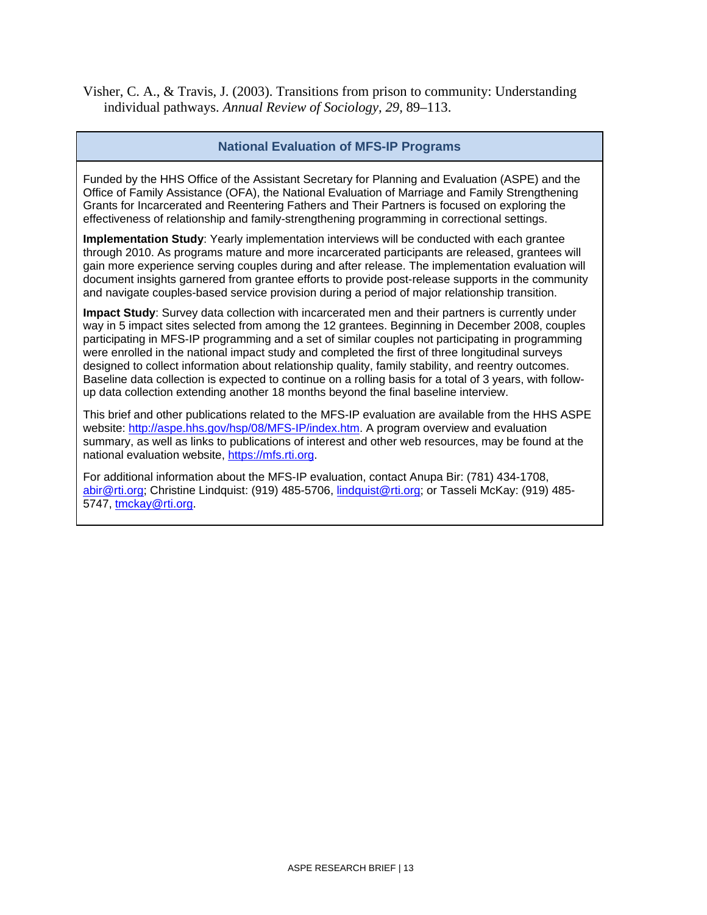Visher, C. A., & Travis, J. (2003). Transitions from prison to community: Understanding individual pathways. *Annual Review of Sociology, 29*, 89–113.

### National Evaluation of MFS-IP Programs

Funded by the HHS Office of the Assistant Secretary for Planning and Evaluation (ASPE) and the Office of Family Assistance (OFA), the National Evaluation of Marriage and Family Strengthening Grants for Incarcerated and Reentering Fathers and Their Partners is focused on exploring the effectiveness of relationship and family-strengthening programming in correctional settings.

**Implementation Study**: Yearly implementation interviews will be conducted with each grantee through 2010. As programs mature and more incarcerated participants are released, grantees will gain more experience serving couples during and after release. The implementation evaluation will document insights garnered from grantee efforts to provide post-release supports in the community and navigate couples-based service provision during a period of major relationship transition.

**Impact Study**: Survey data collection with incarcerated men and their partners is currently under way in 5 impact sites selected from among the 12 grantees. Beginning in December 2008, couples participating in MFS-IP programming and a set of similar couples not participating in programming were enrolled in the national impact study and completed the first of three longitudinal surveys designed to collect information about relationship quality, family stability, and reentry outcomes. Baseline data collection is expected to continue on a rolling basis for a total of 3 years, with follow-up data collection extending another 18 months beyond the final baseline interview.

This brief and other publications related to the MFS-IP evaluation are available from the HHS ASPE website: http://aspe.hhs.gov/hsp/08/MFS-IP/index.htm. A program overview and evaluation summary, as well as links to publications of interest and other web resources, may be found at the national evaluation website, https://mfs.rti.org.

For additional information about the MFS-IP evaluation, contact Anupa Bir: (781) 434-1708, abir@rti.org; Christine Lindquist: (919) 485-5706, lindquist@rti.org; or Tasseli McKay: (919) 485-5747, tmckay@rti.org.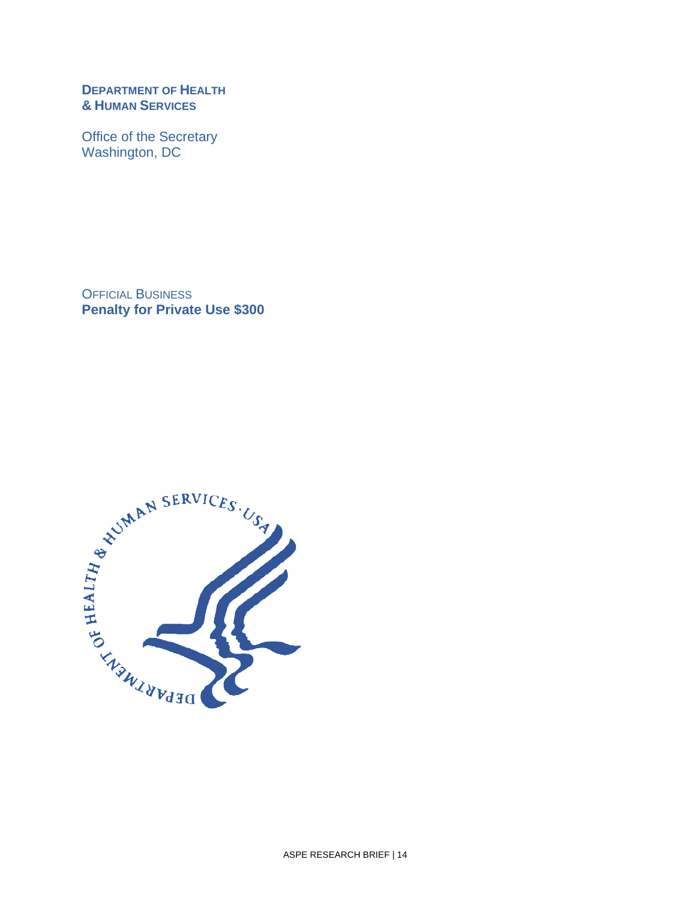**DEPARTMENT OF HEALTH & HUMAN SERVICES**

Office of the Secretary
Washington, DC

OFFICIAL BUSINESS
**Penalty for Private Use $300**